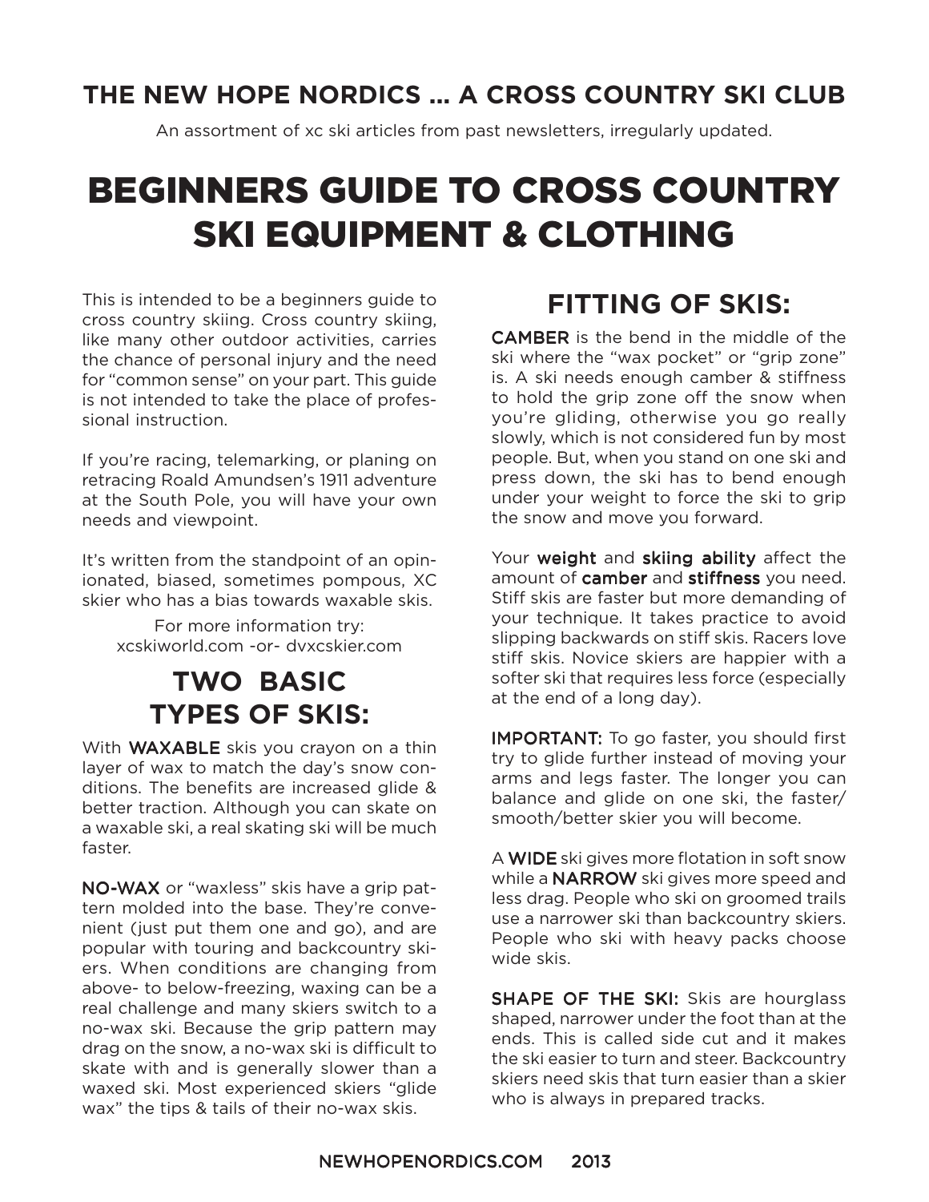# THE NEW HOPE NORDICS ... A CROSS COUNTRY SKI CLUB

An assortment of xc ski articles from past newsletters, irregularly updated.

# BEGINNERS GUIDE TO CROSS COUNTRY SKI EQUIPMENT & CLOTHING

This is intended to be a beginners guide to cross country skiing. Cross country skiing, like many other outdoor activities, carries the chance of personal injury and the need for "common sense" on your part. This guide is not intended to take the place of professional instruction.

If you're racing, telemarking, or planing on retracing Roald Amundsen's 1911 adventure at the South Pole, you will have your own needs and viewpoint.

It's written from the standpoint of an opinionated, biased, sometimes pompous, XC skier who has a bias towards waxable skis.

For more information try:
xcskiworld.com -or- dvxcskier.com

## TWO BASIC TYPES OF SKIS:

With **WAXABLE** skis you crayon on a thin layer of wax to match the day's snow conditions. The benefits are increased glide & better traction. Although you can skate on a waxable ski, a real skating ski will be much faster.

**NO-WAX** or "waxless" skis have a grip pattern molded into the base. They're convenient (just put them one and go), and are popular with touring and backcountry skiers. When conditions are changing from above- to below-freezing, waxing can be a real challenge and many skiers switch to a no-wax ski. Because the grip pattern may drag on the snow, a no-wax ski is difficult to skate with and is generally slower than a waxed ski. Most experienced skiers "glide wax" the tips & tails of their no-wax skis.

## FITTING OF SKIS:

**CAMBER** is the bend in the middle of the ski where the "wax pocket" or "grip zone" is. A ski needs enough camber & stiffness to hold the grip zone off the snow when you're gliding, otherwise you go really slowly, which is not considered fun by most people. But, when you stand on one ski and press down, the ski has to bend enough under your weight to force the ski to grip the snow and move you forward.

Your **weight** and **skiing ability** affect the amount of **camber** and **stiffness** you need. Stiff skis are faster but more demanding of your technique. It takes practice to avoid slipping backwards on stiff skis. Racers love stiff skis. Novice skiers are happier with a softer ski that requires less force (especially at the end of a long day).

**IMPORTANT:** To go faster, you should first try to glide further instead of moving your arms and legs faster. The longer you can balance and glide on one ski, the faster/smooth/better skier you will become.

A **WIDE** ski gives more flotation in soft snow while a **NARROW** ski gives more speed and less drag. People who ski on groomed trails use a narrower ski than backcountry skiers. People who ski with heavy packs choose wide skis.

**SHAPE OF THE SKI:** Skis are hourglass shaped, narrower under the foot than at the ends. This is called side cut and it makes the ski easier to turn and steer. Backcountry skiers need skis that turn easier than a skier who is always in prepared tracks.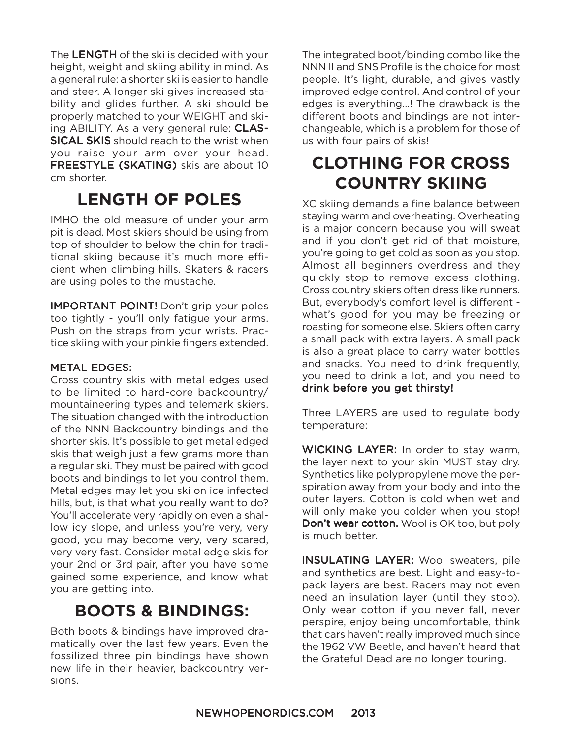The **LENGTH** of the ski is decided with your height, weight and skiing ability in mind. As a general rule: a shorter ski is easier to handle and steer. A longer ski gives increased stability and glides further. A ski should be properly matched to your WEIGHT and skiing ABILITY. As a very general rule: **CLASSICAL SKIS** should reach to the wrist when you raise your arm over your head. **FREESTYLE (SKATING)** skis are about 10 cm shorter.

## LENGTH OF POLES

IMHO the old measure of under your arm pit is dead. Most skiers should be using from top of shoulder to below the chin for traditional skiing because it's much more efficient when climbing hills. Skaters & racers are using poles to the mustache.

**IMPORTANT POINT!** Don't grip your poles too tightly - you'll only fatigue your arms. Push on the straps from your wrists. Practice skiing with your pinkie fingers extended.

**METAL EDGES:**
Cross country skis with metal edges used to be limited to hard-core backcountry/mountaineering types and telemark skiers. The situation changed with the introduction of the NNN Backcountry bindings and the shorter skis. It's possible to get metal edged skis that weigh just a few grams more than a regular ski. They must be paired with good boots and bindings to let you control them. Metal edges may let you ski on ice infected hills, but, is that what you really want to do? You'll accelerate very rapidly on even a shallow icy slope, and unless you're very, very good, you may become very, very scared, very very fast. Consider metal edge skis for your 2nd or 3rd pair, after you have some gained some experience, and know what you are getting into.

## BOOTS & BINDINGS:

Both boots & bindings have improved dramatically over the last few years. Even the fossilized three pin bindings have shown new life in their heavier, backcountry versions.

The integrated boot/binding combo like the NNN II and SNS Profile is the choice for most people. It's light, durable, and gives vastly improved edge control. And control of your edges is everything...! The drawback is the different boots and bindings are not interchangeable, which is a problem for those of us with four pairs of skis!

## CLOTHING FOR CROSS COUNTRY SKIING

XC skiing demands a fine balance between staying warm and overheating. Overheating is a major concern because you will sweat and if you don't get rid of that moisture, you're going to get cold as soon as you stop. Almost all beginners overdress and they quickly stop to remove excess clothing. Cross country skiers often dress like runners. But, everybody's comfort level is different - what's good for you may be freezing or roasting for someone else. Skiers often carry a small pack with extra layers. A small pack is also a great place to carry water bottles and snacks. You need to drink frequently, you need to drink a lot, and you need to **drink before you get thirsty!**

Three LAYERS are used to regulate body temperature:

**WICKING LAYER:** In order to stay warm, the layer next to your skin MUST stay dry. Synthetics like polypropylene move the perspiration away from your body and into the outer layers. Cotton is cold when wet and will only make you colder when you stop! **Don't wear cotton.** Wool is OK too, but poly is much better.

**INSULATING LAYER:** Wool sweaters, pile and synthetics are best. Light and easy-to-pack layers are best. Racers may not even need an insulation layer (until they stop). Only wear cotton if you never fall, never perspire, enjoy being uncomfortable, think that cars haven't really improved much since the 1962 VW Beetle, and haven't heard that the Grateful Dead are no longer touring.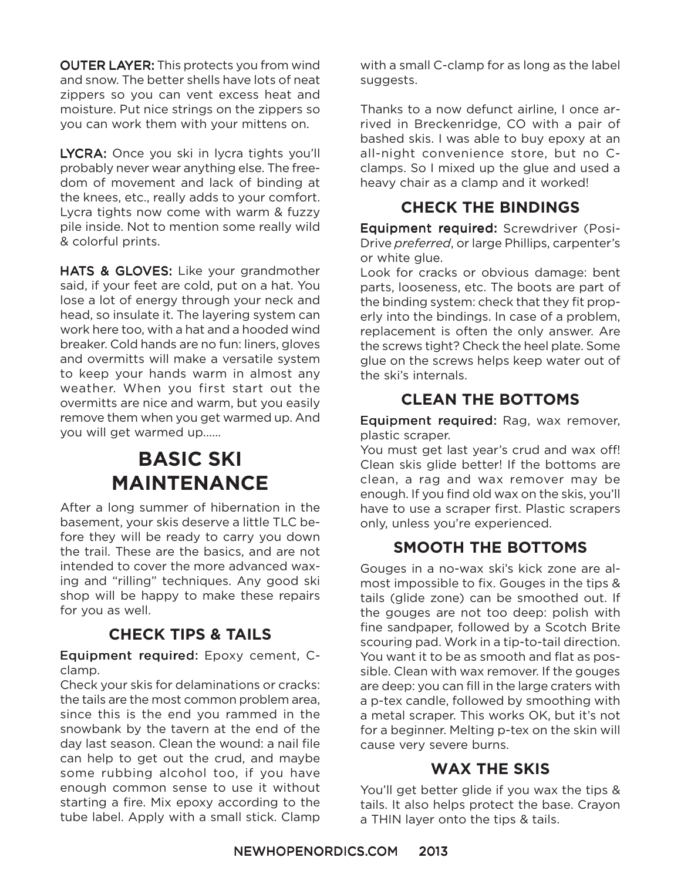**OUTER LAYER:** This protects you from wind and snow. The better shells have lots of neat zippers so you can vent excess heat and moisture. Put nice strings on the zippers so you can work them with your mittens on.

**LYCRA:** Once you ski in lycra tights you'll probably never wear anything else. The freedom of movement and lack of binding at the knees, etc., really adds to your comfort. Lycra tights now come with warm & fuzzy pile inside. Not to mention some really wild & colorful prints.

**HATS & GLOVES:** Like your grandmother said, if your feet are cold, put on a hat. You lose a lot of energy through your neck and head, so insulate it. The layering system can work here too, with a hat and a hooded wind breaker. Cold hands are no fun: liners, gloves and overmitts will make a versatile system to keep your hands warm in almost any weather. When you first start out the overmitts are nice and warm, but you easily remove them when you get warmed up. And you will get warmed up......

# BASIC SKI MAINTENANCE

After a long summer of hibernation in the basement, your skis deserve a little TLC before they will be ready to carry you down the trail. These are the basics, and are not intended to cover the more advanced waxing and "rilling" techniques. Any good ski shop will be happy to make these repairs for you as well.

## CHECK TIPS & TAILS

**Equipment required:** Epoxy cement, C-clamp.

Check your skis for delaminations or cracks: the tails are the most common problem area, since this is the end you rammed in the snowbank by the tavern at the end of the day last season. Clean the wound: a nail file can help to get out the crud, and maybe some rubbing alcohol too, if you have enough common sense to use it without starting a fire. Mix epoxy according to the tube label. Apply with a small stick. Clamp with a small C-clamp for as long as the label suggests.

Thanks to a now defunct airline, I once arrived in Breckenridge, CO with a pair of bashed skis. I was able to buy epoxy at an all-night convenience store, but no C-clamps. So I mixed up the glue and used a heavy chair as a clamp and it worked!

## CHECK THE BINDINGS

**Equipment required:** Screwdriver (Posi-Drive *preferred*, or large Phillips, carpenter's or white glue.

Look for cracks or obvious damage: bent parts, looseness, etc. The boots are part of the binding system: check that they fit properly into the bindings. In case of a problem, replacement is often the only answer. Are the screws tight? Check the heel plate. Some glue on the screws helps keep water out of the ski's internals.

## CLEAN THE BOTTOMS

**Equipment required:** Rag, wax remover, plastic scraper.

You must get last year's crud and wax off! Clean skis glide better! If the bottoms are clean, a rag and wax remover may be enough. If you find old wax on the skis, you'll have to use a scraper first. Plastic scrapers only, unless you're experienced.

## SMOOTH THE BOTTOMS

Gouges in a no-wax ski's kick zone are almost impossible to fix. Gouges in the tips & tails (glide zone) can be smoothed out. If the gouges are not too deep: polish with fine sandpaper, followed by a Scotch Brite scouring pad. Work in a tip-to-tail direction. You want it to be as smooth and flat as possible. Clean with wax remover. If the gouges are deep: you can fill in the large craters with a p-tex candle, followed by smoothing with a metal scraper. This works OK, but it's not for a beginner. Melting p-tex on the skin will cause very severe burns.

## WAX THE SKIS

You'll get better glide if you wax the tips & tails. It also helps protect the base. Crayon a THIN layer onto the tips & tails.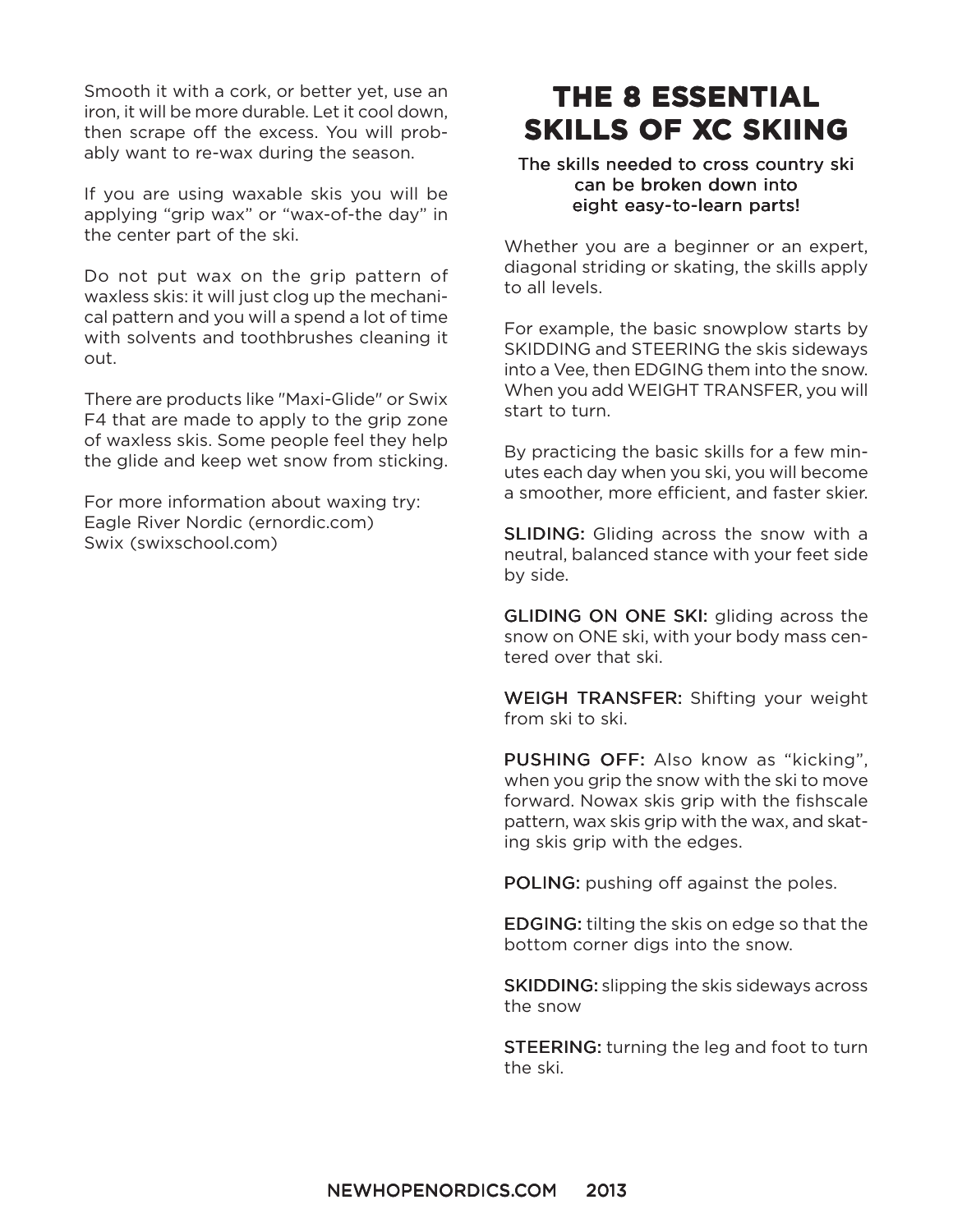Smooth it with a cork, or better yet, use an iron, it will be more durable. Let it cool down, then scrape off the excess. You will probably want to re-wax during the season.

If you are using waxable skis you will be applying "grip wax" or "wax-of-the day" in the center part of the ski.

Do not put wax on the grip pattern of waxless skis: it will just clog up the mechanical pattern and you will a spend a lot of time with solvents and toothbrushes cleaning it out.

There are products like "Maxi-Glide" or Swix F4 that are made to apply to the grip zone of waxless skis. Some people feel they help the glide and keep wet snow from sticking.

For more information about waxing try:
Eagle River Nordic (ernordic.com)
Swix (swixschool.com)

# THE 8 ESSENTIAL SKILLS OF XC SKIING

**The skills needed to cross country ski can be broken down into eight easy-to-learn parts!**

Whether you are a beginner or an expert, diagonal striding or skating, the skills apply to all levels.

For example, the basic snowplow starts by SKIDDING and STEERING the skis sideways into a Vee, then EDGING them into the snow. When you add WEIGHT TRANSFER, you will start to turn.

By practicing the basic skills for a few minutes each day when you ski, you will become a smoother, more efficient, and faster skier.

**SLIDING:** Gliding across the snow with a neutral, balanced stance with your feet side by side.

**GLIDING ON ONE SKI:** gliding across the snow on ONE ski, with your body mass centered over that ski.

**WEIGH TRANSFER:** Shifting your weight from ski to ski.

**PUSHING OFF:** Also know as "kicking", when you grip the snow with the ski to move forward. Nowax skis grip with the fishscale pattern, wax skis grip with the wax, and skating skis grip with the edges.

**POLING:** pushing off against the poles.

**EDGING:** tilting the skis on edge so that the bottom corner digs into the snow.

**SKIDDING:** slipping the skis sideways across the snow

**STEERING:** turning the leg and foot to turn the ski.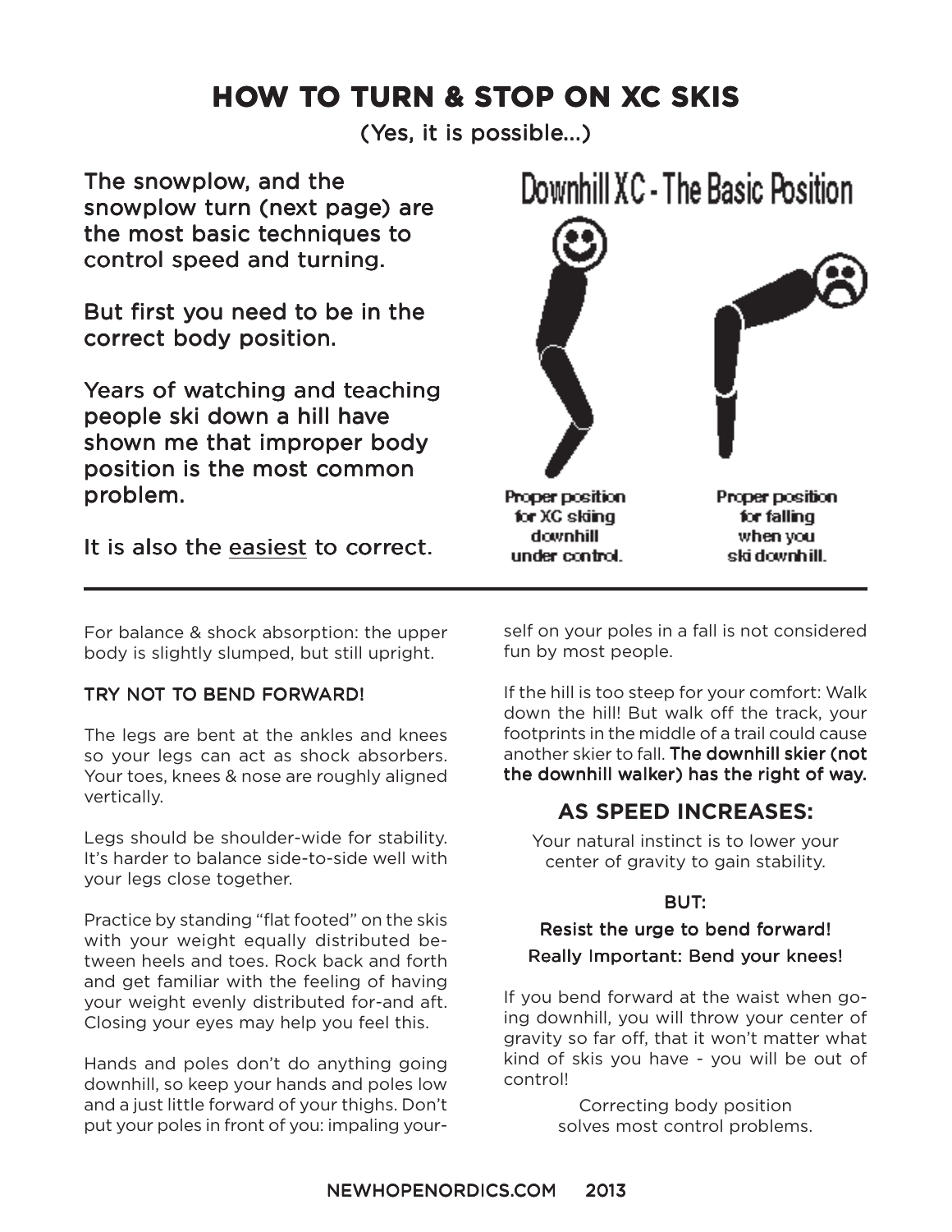# HOW TO TURN & STOP ON XC SKIS

(Yes, it is possible...)

The snowplow, and the snowplow turn (next page) are the most basic techniques to control speed and turning.

But first you need to be in the correct body position.

Years of watching and teaching people ski down a hill have shown me that improper body position is the most common problem.

It is also the <u>easiest</u> to correct.

## Downhill XC - The Basic Position

Proper position for XC skiing downhill under control.

Proper position for falling when you ski downhill.

---

For balance & shock absorption: the upper body is slightly slumped, but still upright.

TRY NOT TO BEND FORWARD!

The legs are bent at the ankles and knees so your legs can act as shock absorbers. Your toes, knees & nose are roughly aligned vertically.

Legs should be shoulder-wide for stability. It's harder to balance side-to-side well with your legs close together.

Practice by standing "flat footed" on the skis with your weight equally distributed between heels and toes. Rock back and forth and get familiar with the feeling of having your weight evenly distributed for-and aft. Closing your eyes may help you feel this.

Hands and poles don't do anything going downhill, so keep your hands and poles low and a just little forward of your thighs. Don't put your poles in front of you: impaling yourself on your poles in a fall is not considered fun by most people.

If the hill is too steep for your comfort: Walk down the hill! But walk off the track, your footprints in the middle of a trail could cause another skier to fall. **The downhill skier (not the downhill walker) has the right of way.**

### AS SPEED INCREASES:

Your natural instinct is to lower your center of gravity to gain stability.

BUT:

Resist the urge to bend forward!

Really Important: Bend your knees!

If you bend forward at the waist when going downhill, you will throw your center of gravity so far off, that it won't matter what kind of skis you have - you will be out of control!

Correcting body position solves most control problems.

NEWHOPENORDICS.COM 2013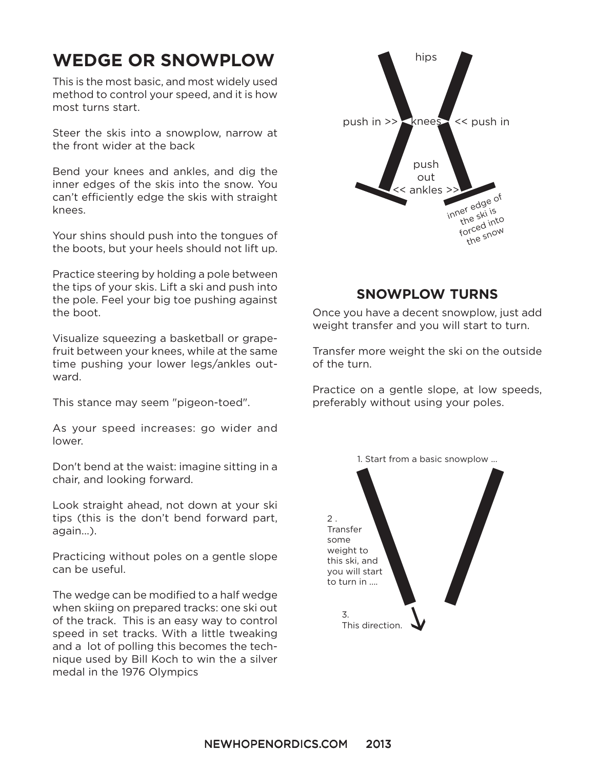# WEDGE OR SNOWPLOW

This is the most basic, and most widely used method to control your speed, and it is how most turns start.

Steer the skis into a snowplow, narrow at the front wider at the back

Bend your knees and ankles, and dig the inner edges of the skis into the snow. You can't efficiently edge the skis with straight knees.

Your shins should push into the tongues of the boots, but your heels should not lift up.

Practice steering by holding a pole between the tips of your skis. Lift a ski and push into the pole. Feel your big toe pushing against the boot.

Visualize squeezing a basketball or grapefruit between your knees, while at the same time pushing your lower legs/ankles outward.

This stance may seem "pigeon-toed".

As your speed increases: go wider and lower.

Don't bend at the waist: imagine sitting in a chair, and looking forward.

Look straight ahead, not down at your ski tips (this is the don't bend forward part, again...).

Practicing without poles on a gentle slope can be useful.

The wedge can be modified to a half wedge when skiing on prepared tracks: one ski out of the track. This is an easy way to control speed in set tracks. With a little tweaking and a lot of polling this becomes the technique used by Bill Koch to win the a silver medal in the 1976 Olympics

hips

push in >> knees << push in

push out << ankles >>

inner edge of the ski is forced into the snow

## SNOWPLOW TURNS

Once you have a decent snowplow, just add weight transfer and you will start to turn.

Transfer more weight the ski on the outside of the turn.

Practice on a gentle slope, at low speeds, preferably without using your poles.

1. Start from a basic snowplow ...

2 . Transfer some weight to this ski, and you will start to turn in ....

3. This direction.